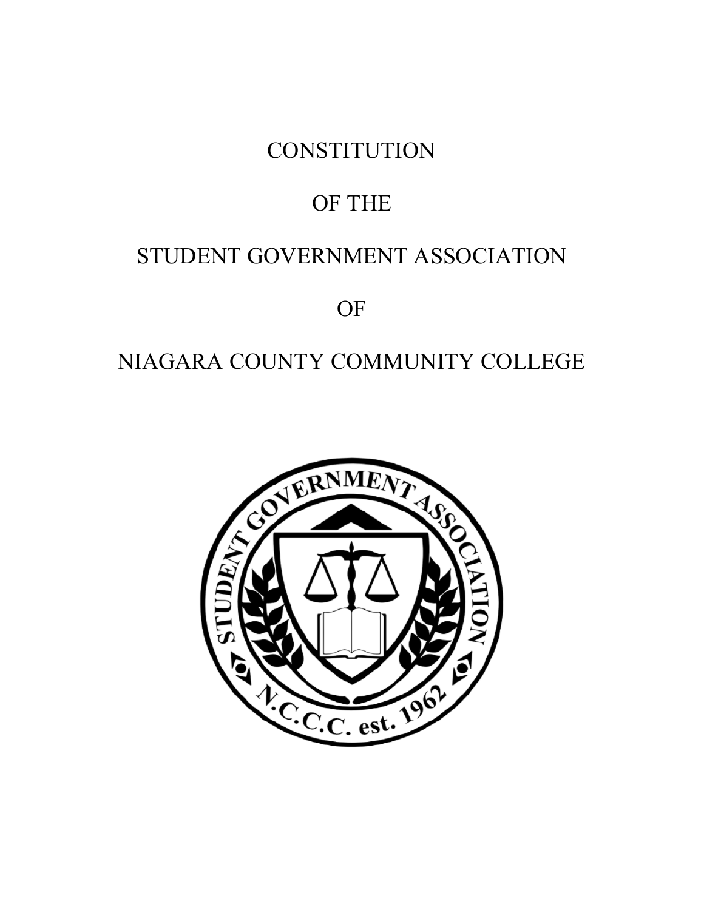# CONSTITUTION

# OF THE

# STUDENT GOVERNMENT ASSOCIATION

# OF

# NIAGARA COUNTY COMMUNITY COLLEGE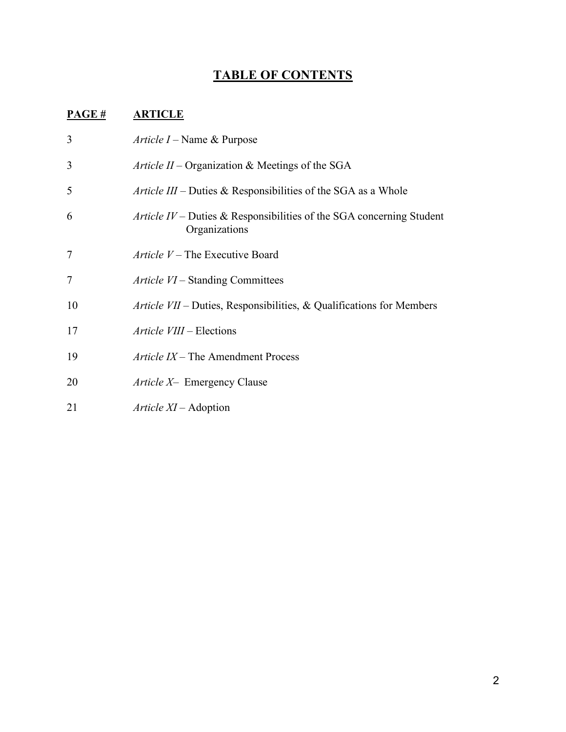# TABLE OF CONTENTS

| PAGE # | ARTICLE |
| --- | --- |
| 3 | *Article I* – Name & Purpose |
| 3 | *Article II* – Organization & Meetings of the SGA |
| 5 | *Article III* – Duties & Responsibilities of the SGA as a Whole |
| 6 | *Article IV* – Duties & Responsibilities of the SGA concerning Student Organizations |
| 7 | *Article V* – The Executive Board |
| 7 | *Article VI* – Standing Committees |
| 10 | *Article VII* – Duties, Responsibilities, & Qualifications for Members |
| 17 | *Article VIII* – Elections |
| 19 | *Article IX* – The Amendment Process |
| 20 | *Article X*– Emergency Clause |
| 21 | *Article XI* – Adoption |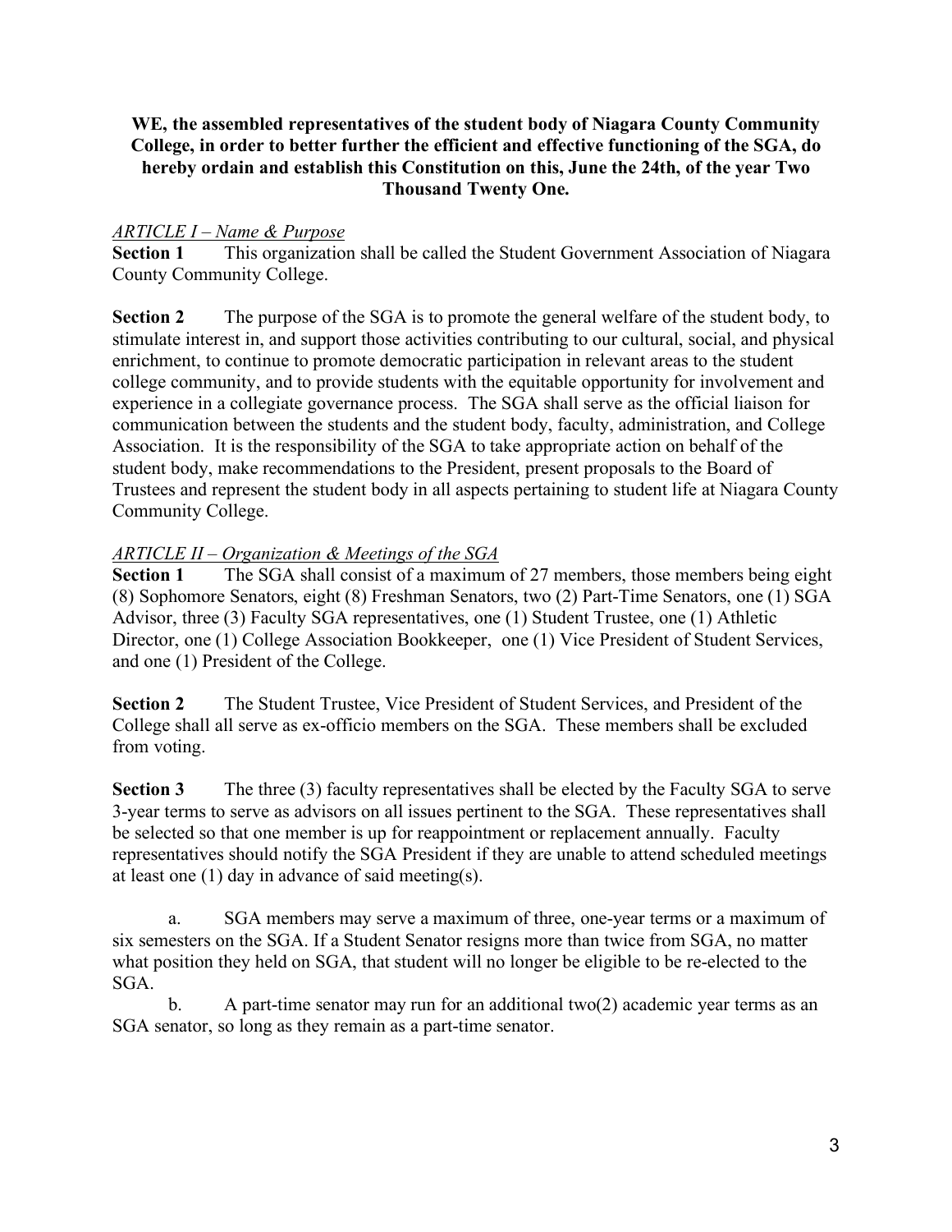**WE, the assembled representatives of the student body of Niagara County Community College, in order to better further the efficient and effective functioning of the SGA, do hereby ordain and establish this Constitution on this, June the 24th, of the year Two Thousand Twenty One.**

*ARTICLE I – Name & Purpose*

**Section 1** This organization shall be called the Student Government Association of Niagara County Community College.

**Section 2** The purpose of the SGA is to promote the general welfare of the student body, to stimulate interest in, and support those activities contributing to our cultural, social, and physical enrichment, to continue to promote democratic participation in relevant areas to the student college community, and to provide students with the equitable opportunity for involvement and experience in a collegiate governance process. The SGA shall serve as the official liaison for communication between the students and the student body, faculty, administration, and College Association. It is the responsibility of the SGA to take appropriate action on behalf of the student body, make recommendations to the President, present proposals to the Board of Trustees and represent the student body in all aspects pertaining to student life at Niagara County Community College.

*ARTICLE II – Organization & Meetings of the SGA*

**Section 1** The SGA shall consist of a maximum of 27 members, those members being eight (8) Sophomore Senators, eight (8) Freshman Senators, two (2) Part-Time Senators, one (1) SGA Advisor, three (3) Faculty SGA representatives, one (1) Student Trustee, one (1) Athletic Director, one (1) College Association Bookkeeper, one (1) Vice President of Student Services, and one (1) President of the College.

**Section 2** The Student Trustee, Vice President of Student Services, and President of the College shall all serve as ex-officio members on the SGA. These members shall be excluded from voting.

**Section 3** The three (3) faculty representatives shall be elected by the Faculty SGA to serve 3-year terms to serve as advisors on all issues pertinent to the SGA. These representatives shall be selected so that one member is up for reappointment or replacement annually. Faculty representatives should notify the SGA President if they are unable to attend scheduled meetings at least one (1) day in advance of said meeting(s).

a. SGA members may serve a maximum of three, one-year terms or a maximum of six semesters on the SGA. If a Student Senator resigns more than twice from SGA, no matter what position they held on SGA, that student will no longer be eligible to be re-elected to the SGA.

b. A part-time senator may run for an additional two(2) academic year terms as an SGA senator, so long as they remain as a part-time senator.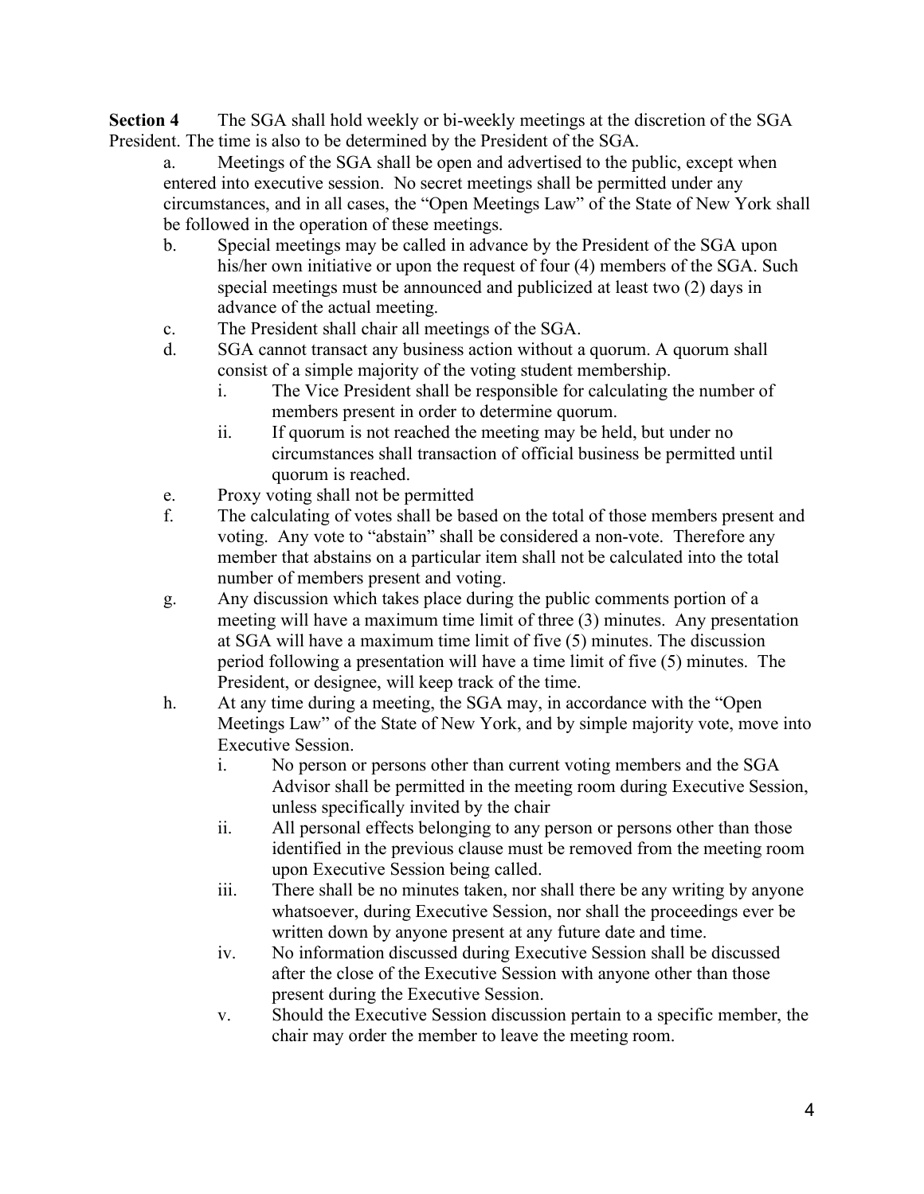**Section 4** The SGA shall hold weekly or bi-weekly meetings at the discretion of the SGA President. The time is also to be determined by the President of the SGA.

a. Meetings of the SGA shall be open and advertised to the public, except when entered into executive session. No secret meetings shall be permitted under any circumstances, and in all cases, the "Open Meetings Law" of the State of New York shall be followed in the operation of these meetings.

b. Special meetings may be called in advance by the President of the SGA upon his/her own initiative or upon the request of four (4) members of the SGA. Such special meetings must be announced and publicized at least two (2) days in advance of the actual meeting.

c. The President shall chair all meetings of the SGA.

d. SGA cannot transact any business action without a quorum. A quorum shall consist of a simple majority of the voting student membership.
   - i. The Vice President shall be responsible for calculating the number of members present in order to determine quorum.
   - ii. If quorum is not reached the meeting may be held, but under no circumstances shall transaction of official business be permitted until quorum is reached.

e. Proxy voting shall not be permitted

f. The calculating of votes shall be based on the total of those members present and voting. Any vote to "abstain" shall be considered a non-vote. Therefore any member that abstains on a particular item shall not be calculated into the total number of members present and voting.

g. Any discussion which takes place during the public comments portion of a meeting will have a maximum time limit of three (3) minutes. Any presentation at SGA will have a maximum time limit of five (5) minutes. The discussion period following a presentation will have a time limit of five (5) minutes. The President, or designee, will keep track of the time.

h. At any time during a meeting, the SGA may, in accordance with the "Open Meetings Law" of the State of New York, and by simple majority vote, move into Executive Session.
   - i. No person or persons other than current voting members and the SGA Advisor shall be permitted in the meeting room during Executive Session, unless specifically invited by the chair
   - ii. All personal effects belonging to any person or persons other than those identified in the previous clause must be removed from the meeting room upon Executive Session being called.
   - iii. There shall be no minutes taken, nor shall there be any writing by anyone whatsoever, during Executive Session, nor shall the proceedings ever be written down by anyone present at any future date and time.
   - iv. No information discussed during Executive Session shall be discussed after the close of the Executive Session with anyone other than those present during the Executive Session.
   - v. Should the Executive Session discussion pertain to a specific member, the chair may order the member to leave the meeting room.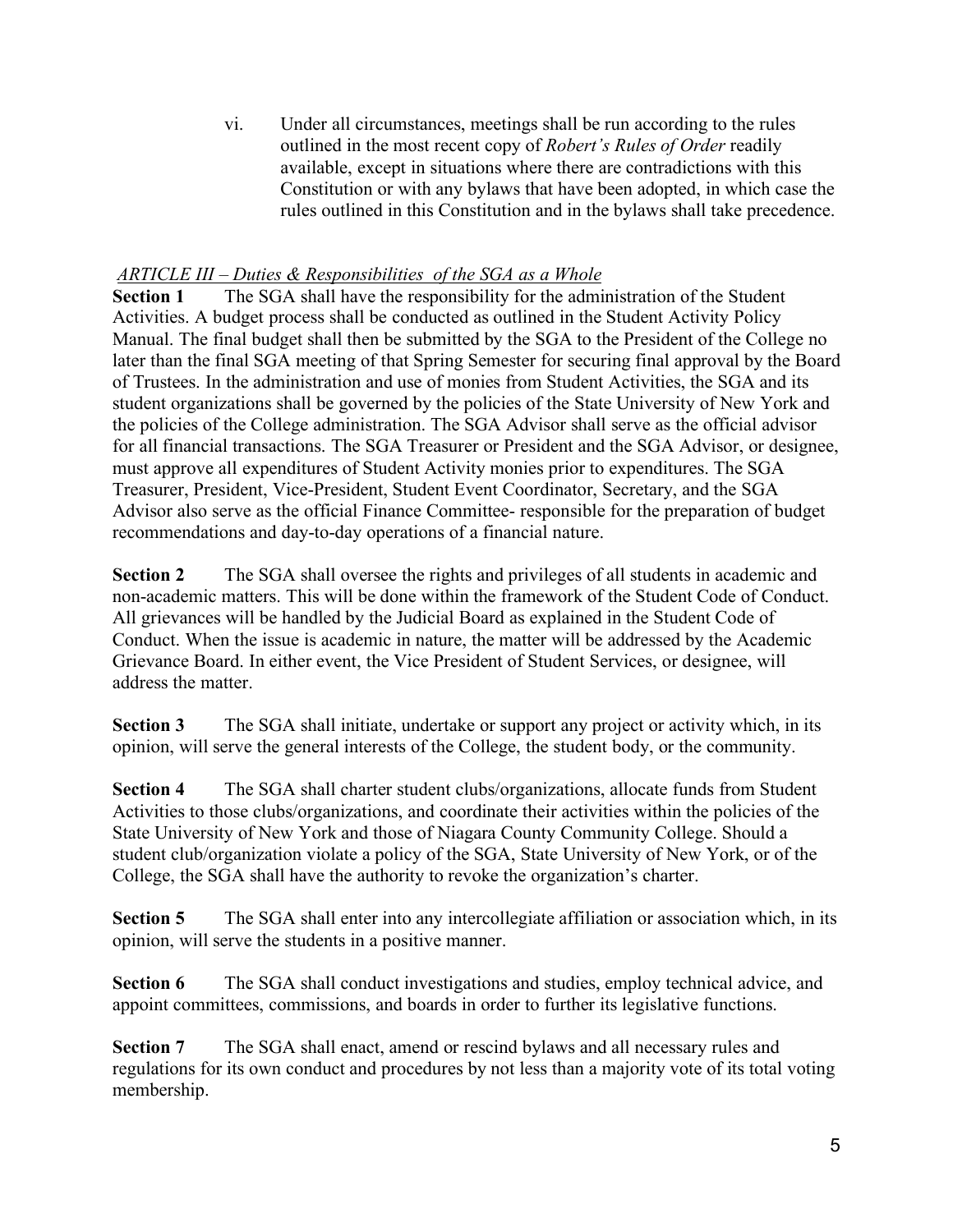vi. Under all circumstances, meetings shall be run according to the rules outlined in the most recent copy of *Robert's Rules of Order* readily available, except in situations where there are contradictions with this Constitution or with any bylaws that have been adopted, in which case the rules outlined in this Constitution and in the bylaws shall take precedence.

## *ARTICLE III – Duties & Responsibilities of the SGA as a Whole*

**Section 1** The SGA shall have the responsibility for the administration of the Student Activities. A budget process shall be conducted as outlined in the Student Activity Policy Manual. The final budget shall then be submitted by the SGA to the President of the College no later than the final SGA meeting of that Spring Semester for securing final approval by the Board of Trustees. In the administration and use of monies from Student Activities, the SGA and its student organizations shall be governed by the policies of the State University of New York and the policies of the College administration. The SGA Advisor shall serve as the official advisor for all financial transactions. The SGA Treasurer or President and the SGA Advisor, or designee, must approve all expenditures of Student Activity monies prior to expenditures. The SGA Treasurer, President, Vice-President, Student Event Coordinator, Secretary, and the SGA Advisor also serve as the official Finance Committee- responsible for the preparation of budget recommendations and day-to-day operations of a financial nature.

**Section 2** The SGA shall oversee the rights and privileges of all students in academic and non-academic matters. This will be done within the framework of the Student Code of Conduct. All grievances will be handled by the Judicial Board as explained in the Student Code of Conduct. When the issue is academic in nature, the matter will be addressed by the Academic Grievance Board. In either event, the Vice President of Student Services, or designee, will address the matter.

**Section 3** The SGA shall initiate, undertake or support any project or activity which, in its opinion, will serve the general interests of the College, the student body, or the community.

**Section 4** The SGA shall charter student clubs/organizations, allocate funds from Student Activities to those clubs/organizations, and coordinate their activities within the policies of the State University of New York and those of Niagara County Community College. Should a student club/organization violate a policy of the SGA, State University of New York, or of the College, the SGA shall have the authority to revoke the organization's charter.

**Section 5** The SGA shall enter into any intercollegiate affiliation or association which, in its opinion, will serve the students in a positive manner.

**Section 6** The SGA shall conduct investigations and studies, employ technical advice, and appoint committees, commissions, and boards in order to further its legislative functions.

**Section 7** The SGA shall enact, amend or rescind bylaws and all necessary rules and regulations for its own conduct and procedures by not less than a majority vote of its total voting membership.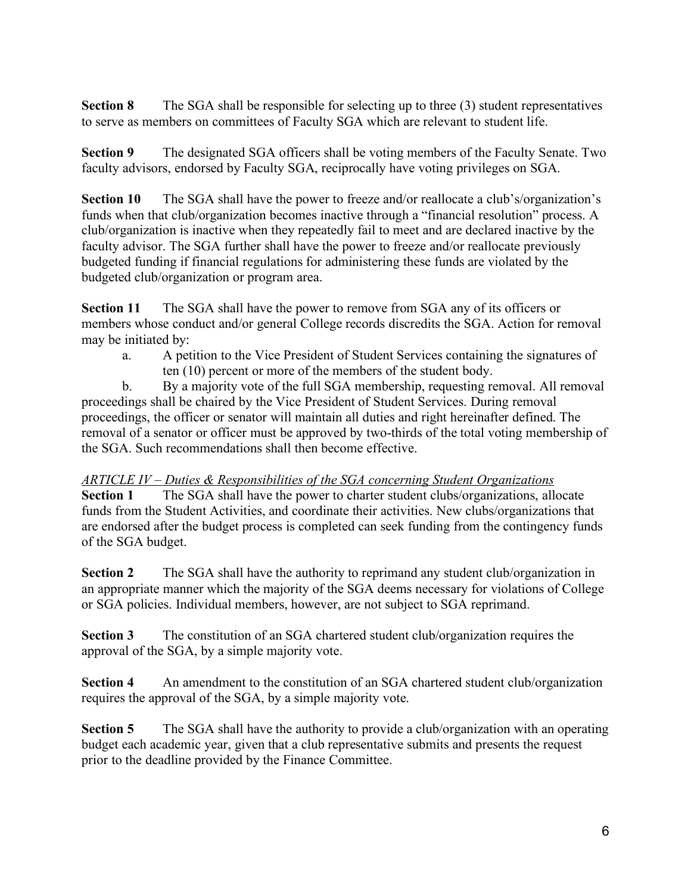**Section 8** The SGA shall be responsible for selecting up to three (3) student representatives to serve as members on committees of Faculty SGA which are relevant to student life.

**Section 9** The designated SGA officers shall be voting members of the Faculty Senate. Two faculty advisors, endorsed by Faculty SGA, reciprocally have voting privileges on SGA.

**Section 10** The SGA shall have the power to freeze and/or reallocate a club's/organization's funds when that club/organization becomes inactive through a "financial resolution" process. A club/organization is inactive when they repeatedly fail to meet and are declared inactive by the faculty advisor. The SGA further shall have the power to freeze and/or reallocate previously budgeted funding if financial regulations for administering these funds are violated by the budgeted club/organization or program area.

**Section 11** The SGA shall have the power to remove from SGA any of its officers or members whose conduct and/or general College records discredits the SGA. Action for removal may be initiated by:

a. A petition to the Vice President of Student Services containing the signatures of ten (10) percent or more of the members of the student body.

b. By a majority vote of the full SGA membership, requesting removal. All removal proceedings shall be chaired by the Vice President of Student Services. During removal proceedings, the officer or senator will maintain all duties and right hereinafter defined. The removal of a senator or officer must be approved by two-thirds of the total voting membership of the SGA. Such recommendations shall then become effective.

## *ARTICLE IV – Duties & Responsibilities of the SGA concerning Student Organizations*

**Section 1** The SGA shall have the power to charter student clubs/organizations, allocate funds from the Student Activities, and coordinate their activities. New clubs/organizations that are endorsed after the budget process is completed can seek funding from the contingency funds of the SGA budget.

**Section 2** The SGA shall have the authority to reprimand any student club/organization in an appropriate manner which the majority of the SGA deems necessary for violations of College or SGA policies. Individual members, however, are not subject to SGA reprimand.

**Section 3** The constitution of an SGA chartered student club/organization requires the approval of the SGA, by a simple majority vote.

**Section 4** An amendment to the constitution of an SGA chartered student club/organization requires the approval of the SGA, by a simple majority vote.

**Section 5** The SGA shall have the authority to provide a club/organization with an operating budget each academic year, given that a club representative submits and presents the request prior to the deadline provided by the Finance Committee.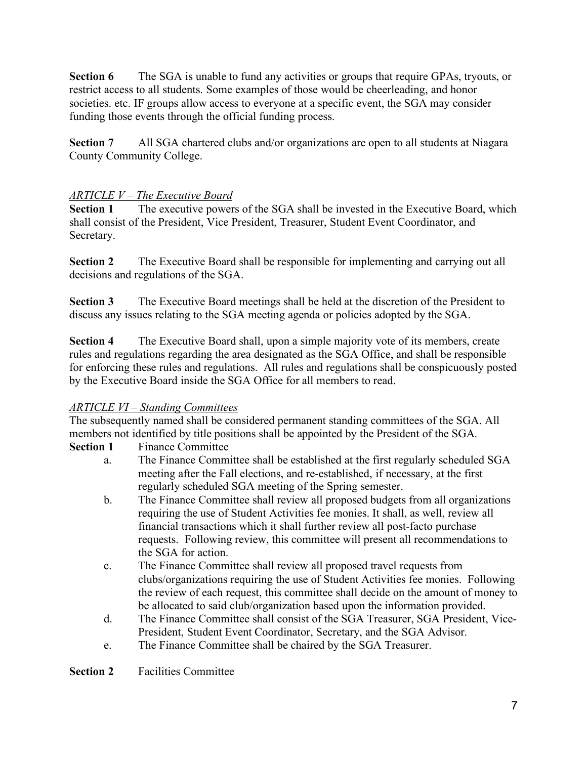**Section 6** The SGA is unable to fund any activities or groups that require GPAs, tryouts, or restrict access to all students. Some examples of those would be cheerleading, and honor societies. etc. IF groups allow access to everyone at a specific event, the SGA may consider funding those events through the official funding process.

**Section 7** All SGA chartered clubs and/or organizations are open to all students at Niagara County Community College.

*ARTICLE V – The Executive Board*

**Section 1** The executive powers of the SGA shall be invested in the Executive Board, which shall consist of the President, Vice President, Treasurer, Student Event Coordinator, and Secretary.

**Section 2** The Executive Board shall be responsible for implementing and carrying out all decisions and regulations of the SGA.

**Section 3** The Executive Board meetings shall be held at the discretion of the President to discuss any issues relating to the SGA meeting agenda or policies adopted by the SGA.

**Section 4** The Executive Board shall, upon a simple majority vote of its members, create rules and regulations regarding the area designated as the SGA Office, and shall be responsible for enforcing these rules and regulations. All rules and regulations shall be conspicuously posted by the Executive Board inside the SGA Office for all members to read.

*ARTICLE VI – Standing Committees*

The subsequently named shall be considered permanent standing committees of the SGA. All members not identified by title positions shall be appointed by the President of the SGA.

**Section 1** Finance Committee

a. The Finance Committee shall be established at the first regularly scheduled SGA meeting after the Fall elections, and re-established, if necessary, at the first regularly scheduled SGA meeting of the Spring semester.

b. The Finance Committee shall review all proposed budgets from all organizations requiring the use of Student Activities fee monies. It shall, as well, review all financial transactions which it shall further review all post-facto purchase requests. Following review, this committee will present all recommendations to the SGA for action.

c. The Finance Committee shall review all proposed travel requests from clubs/organizations requiring the use of Student Activities fee monies. Following the review of each request, this committee shall decide on the amount of money to be allocated to said club/organization based upon the information provided.

d. The Finance Committee shall consist of the SGA Treasurer, SGA President, Vice-President, Student Event Coordinator, Secretary, and the SGA Advisor.

e. The Finance Committee shall be chaired by the SGA Treasurer.

**Section 2** Facilities Committee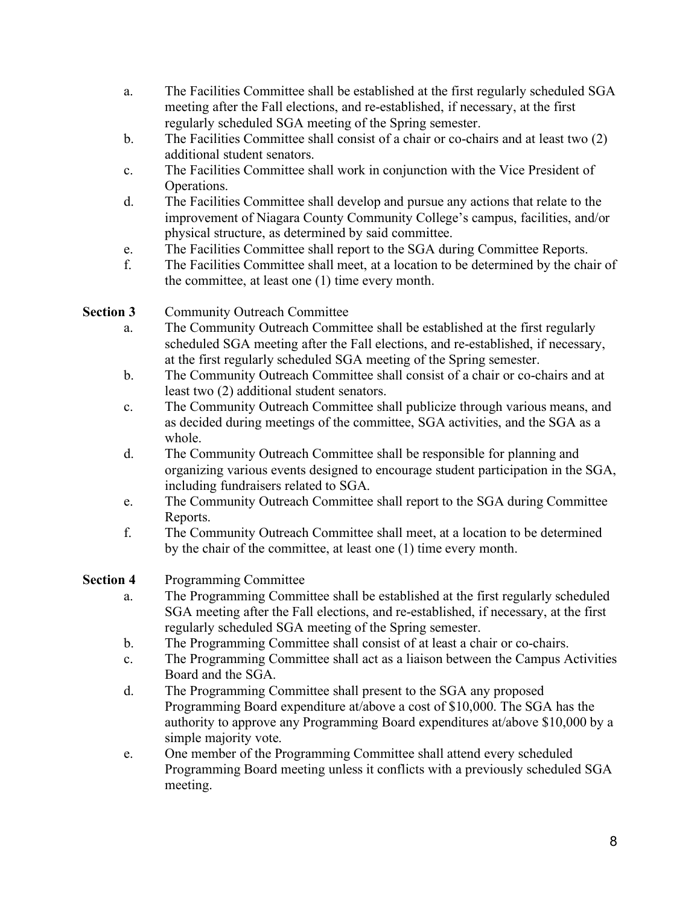a. The Facilities Committee shall be established at the first regularly scheduled SGA meeting after the Fall elections, and re-established, if necessary, at the first regularly scheduled SGA meeting of the Spring semester.
b. The Facilities Committee shall consist of a chair or co-chairs and at least two (2) additional student senators.
c. The Facilities Committee shall work in conjunction with the Vice President of Operations.
d. The Facilities Committee shall develop and pursue any actions that relate to the improvement of Niagara County Community College's campus, facilities, and/or physical structure, as determined by said committee.
e. The Facilities Committee shall report to the SGA during Committee Reports.
f. The Facilities Committee shall meet, at a location to be determined by the chair of the committee, at least one (1) time every month.

**Section 3** Community Outreach Committee

a. The Community Outreach Committee shall be established at the first regularly scheduled SGA meeting after the Fall elections, and re-established, if necessary, at the first regularly scheduled SGA meeting of the Spring semester.
b. The Community Outreach Committee shall consist of a chair or co-chairs and at least two (2) additional student senators.
c. The Community Outreach Committee shall publicize through various means, and as decided during meetings of the committee, SGA activities, and the SGA as a whole.
d. The Community Outreach Committee shall be responsible for planning and organizing various events designed to encourage student participation in the SGA, including fundraisers related to SGA.
e. The Community Outreach Committee shall report to the SGA during Committee Reports.
f. The Community Outreach Committee shall meet, at a location to be determined by the chair of the committee, at least one (1) time every month.

**Section 4** Programming Committee

a. The Programming Committee shall be established at the first regularly scheduled SGA meeting after the Fall elections, and re-established, if necessary, at the first regularly scheduled SGA meeting of the Spring semester.
b. The Programming Committee shall consist of at least a chair or co-chairs.
c. The Programming Committee shall act as a liaison between the Campus Activities Board and the SGA.
d. The Programming Committee shall present to the SGA any proposed Programming Board expenditure at/above a cost of $10,000. The SGA has the authority to approve any Programming Board expenditures at/above $10,000 by a simple majority vote.
e. One member of the Programming Committee shall attend every scheduled Programming Board meeting unless it conflicts with a previously scheduled SGA meeting.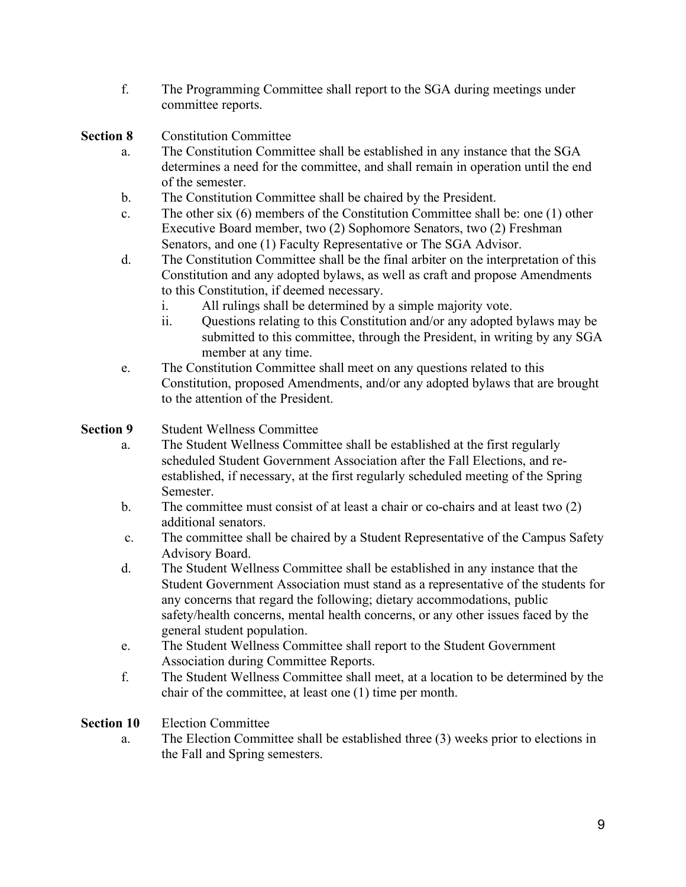f. The Programming Committee shall report to the SGA during meetings under committee reports.

**Section 8** Constitution Committee

a. The Constitution Committee shall be established in any instance that the SGA determines a need for the committee, and shall remain in operation until the end of the semester.

b. The Constitution Committee shall be chaired by the President.

c. The other six (6) members of the Constitution Committee shall be: one (1) other Executive Board member, two (2) Sophomore Senators, two (2) Freshman Senators, and one (1) Faculty Representative or The SGA Advisor.

d. The Constitution Committee shall be the final arbiter on the interpretation of this Constitution and any adopted bylaws, as well as craft and propose Amendments to this Constitution, if deemed necessary.

   i. All rulings shall be determined by a simple majority vote.

   ii. Questions relating to this Constitution and/or any adopted bylaws may be submitted to this committee, through the President, in writing by any SGA member at any time.

e. The Constitution Committee shall meet on any questions related to this Constitution, proposed Amendments, and/or any adopted bylaws that are brought to the attention of the President.

**Section 9** Student Wellness Committee

a. The Student Wellness Committee shall be established at the first regularly scheduled Student Government Association after the Fall Elections, and re-established, if necessary, at the first regularly scheduled meeting of the Spring Semester.

b. The committee must consist of at least a chair or co-chairs and at least two (2) additional senators.

c. The committee shall be chaired by a Student Representative of the Campus Safety Advisory Board.

d. The Student Wellness Committee shall be established in any instance that the Student Government Association must stand as a representative of the students for any concerns that regard the following; dietary accommodations, public safety/health concerns, mental health concerns, or any other issues faced by the general student population.

e. The Student Wellness Committee shall report to the Student Government Association during Committee Reports.

f. The Student Wellness Committee shall meet, at a location to be determined by the chair of the committee, at least one (1) time per month.

**Section 10** Election Committee

a. The Election Committee shall be established three (3) weeks prior to elections in the Fall and Spring semesters.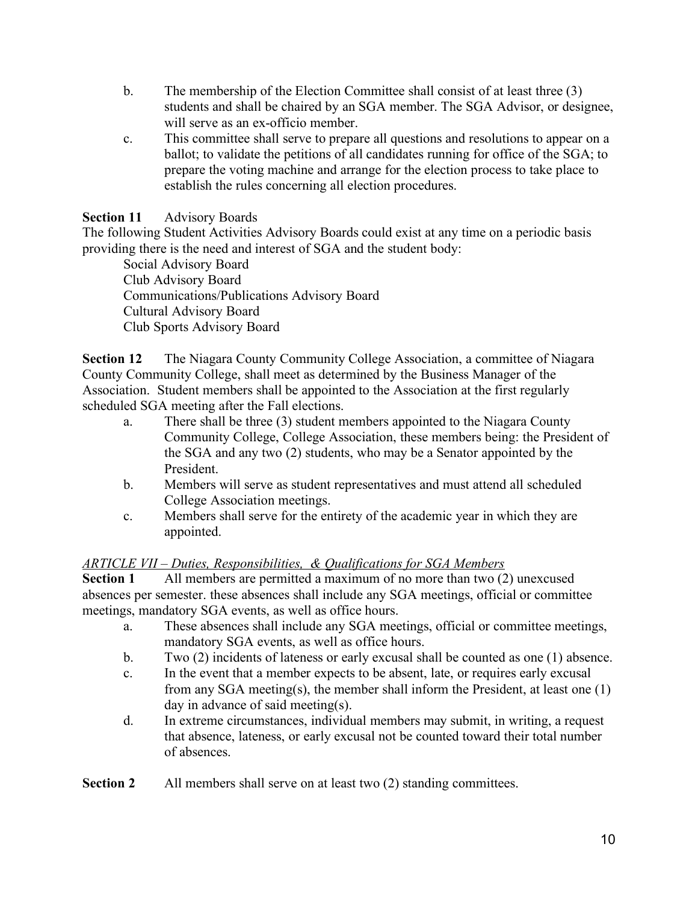b. The membership of the Election Committee shall consist of at least three (3) students and shall be chaired by an SGA member. The SGA Advisor, or designee, will serve as an ex-officio member.

c. This committee shall serve to prepare all questions and resolutions to appear on a ballot; to validate the petitions of all candidates running for office of the SGA; to prepare the voting machine and arrange for the election process to take place to establish the rules concerning all election procedures.

**Section 11** Advisory Boards

The following Student Activities Advisory Boards could exist at any time on a periodic basis providing there is the need and interest of SGA and the student body:

Social Advisory Board
Club Advisory Board
Communications/Publications Advisory Board
Cultural Advisory Board
Club Sports Advisory Board

**Section 12** The Niagara County Community College Association, a committee of Niagara County Community College, shall meet as determined by the Business Manager of the Association. Student members shall be appointed to the Association at the first regularly scheduled SGA meeting after the Fall elections.

a. There shall be three (3) student members appointed to the Niagara County Community College, College Association, these members being: the President of the SGA and any two (2) students, who may be a Senator appointed by the President.

b. Members will serve as student representatives and must attend all scheduled College Association meetings.

c. Members shall serve for the entirety of the academic year in which they are appointed.

*ARTICLE VII – Duties, Responsibilities, & Qualifications for SGA Members*

**Section 1** All members are permitted a maximum of no more than two (2) unexcused absences per semester. these absences shall include any SGA meetings, official or committee meetings, mandatory SGA events, as well as office hours.

a. These absences shall include any SGA meetings, official or committee meetings, mandatory SGA events, as well as office hours.

b. Two (2) incidents of lateness or early excusal shall be counted as one (1) absence.

c. In the event that a member expects to be absent, late, or requires early excusal from any SGA meeting(s), the member shall inform the President, at least one (1) day in advance of said meeting(s).

d. In extreme circumstances, individual members may submit, in writing, a request that absence, lateness, or early excusal not be counted toward their total number of absences.

**Section 2** All members shall serve on at least two (2) standing committees.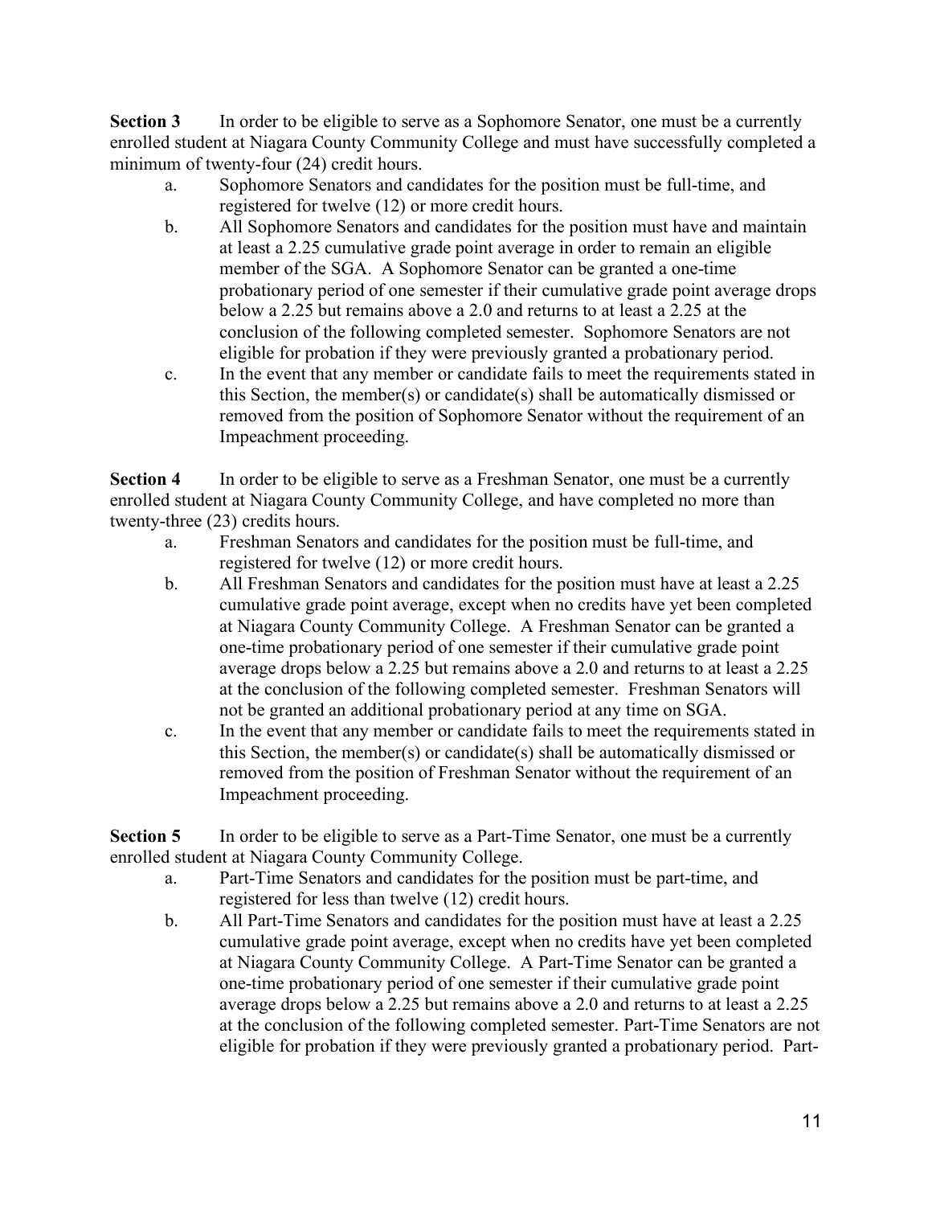**Section 3** In order to be eligible to serve as a Sophomore Senator, one must be a currently enrolled student at Niagara County Community College and must have successfully completed a minimum of twenty-four (24) credit hours.

a. Sophomore Senators and candidates for the position must be full-time, and registered for twelve (12) or more credit hours.

b. All Sophomore Senators and candidates for the position must have and maintain at least a 2.25 cumulative grade point average in order to remain an eligible member of the SGA. A Sophomore Senator can be granted a one-time probationary period of one semester if their cumulative grade point average drops below a 2.25 but remains above a 2.0 and returns to at least a 2.25 at the conclusion of the following completed semester. Sophomore Senators are not eligible for probation if they were previously granted a probationary period.

c. In the event that any member or candidate fails to meet the requirements stated in this Section, the member(s) or candidate(s) shall be automatically dismissed or removed from the position of Sophomore Senator without the requirement of an Impeachment proceeding.

**Section 4** In order to be eligible to serve as a Freshman Senator, one must be a currently enrolled student at Niagara County Community College, and have completed no more than twenty-three (23) credits hours.

a. Freshman Senators and candidates for the position must be full-time, and registered for twelve (12) or more credit hours.

b. All Freshman Senators and candidates for the position must have at least a 2.25 cumulative grade point average, except when no credits have yet been completed at Niagara County Community College. A Freshman Senator can be granted a one-time probationary period of one semester if their cumulative grade point average drops below a 2.25 but remains above a 2.0 and returns to at least a 2.25 at the conclusion of the following completed semester. Freshman Senators will not be granted an additional probationary period at any time on SGA.

c. In the event that any member or candidate fails to meet the requirements stated in this Section, the member(s) or candidate(s) shall be automatically dismissed or removed from the position of Freshman Senator without the requirement of an Impeachment proceeding.

**Section 5** In order to be eligible to serve as a Part-Time Senator, one must be a currently enrolled student at Niagara County Community College.

a. Part-Time Senators and candidates for the position must be part-time, and registered for less than twelve (12) credit hours.

b. All Part-Time Senators and candidates for the position must have at least a 2.25 cumulative grade point average, except when no credits have yet been completed at Niagara County Community College. A Part-Time Senator can be granted a one-time probationary period of one semester if their cumulative grade point average drops below a 2.25 but remains above a 2.0 and returns to at least a 2.25 at the conclusion of the following completed semester. Part-Time Senators are not eligible for probation if they were previously granted a probationary period. Part-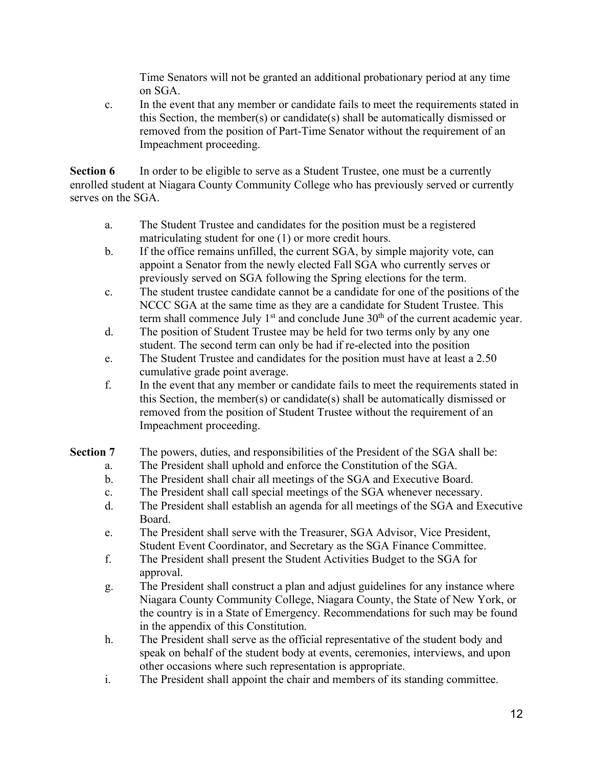Time Senators will not be granted an additional probationary period at any time on SGA.

c. In the event that any member or candidate fails to meet the requirements stated in this Section, the member(s) or candidate(s) shall be automatically dismissed or removed from the position of Part-Time Senator without the requirement of an Impeachment proceeding.

**Section 6** In order to be eligible to serve as a Student Trustee, one must be a currently enrolled student at Niagara County Community College who has previously served or currently serves on the SGA.

a. The Student Trustee and candidates for the position must be a registered matriculating student for one (1) or more credit hours.

b. If the office remains unfilled, the current SGA, by simple majority vote, can appoint a Senator from the newly elected Fall SGA who currently serves or previously served on SGA following the Spring elections for the term.

c. The student trustee candidate cannot be a candidate for one of the positions of the NCCC SGA at the same time as they are a candidate for Student Trustee. This term shall commence July 1st and conclude June 30th of the current academic year.

d. The position of Student Trustee may be held for two terms only by any one student. The second term can only be had if re-elected into the position

e. The Student Trustee and candidates for the position must have at least a 2.50 cumulative grade point average.

f. In the event that any member or candidate fails to meet the requirements stated in this Section, the member(s) or candidate(s) shall be automatically dismissed or removed from the position of Student Trustee without the requirement of an Impeachment proceeding.

**Section 7** The powers, duties, and responsibilities of the President of the SGA shall be:

a. The President shall uphold and enforce the Constitution of the SGA.

b. The President shall chair all meetings of the SGA and Executive Board.

c. The President shall call special meetings of the SGA whenever necessary.

d. The President shall establish an agenda for all meetings of the SGA and Executive Board.

e. The President shall serve with the Treasurer, SGA Advisor, Vice President, Student Event Coordinator, and Secretary as the SGA Finance Committee.

f. The President shall present the Student Activities Budget to the SGA for approval.

g. The President shall construct a plan and adjust guidelines for any instance where Niagara County Community College, Niagara County, the State of New York, or the country is in a State of Emergency. Recommendations for such may be found in the appendix of this Constitution.

h. The President shall serve as the official representative of the student body and speak on behalf of the student body at events, ceremonies, interviews, and upon other occasions where such representation is appropriate.

i. The President shall appoint the chair and members of its standing committee.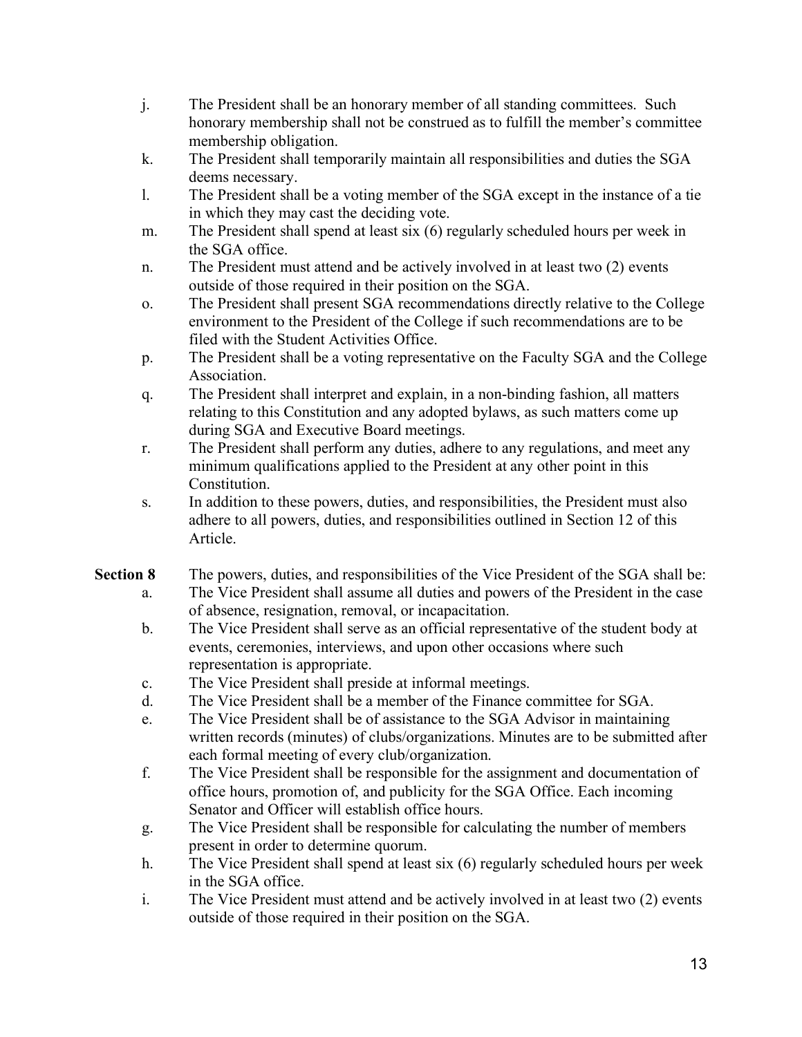j. The President shall be an honorary member of all standing committees. Such honorary membership shall not be construed as to fulfill the member's committee membership obligation.

k. The President shall temporarily maintain all responsibilities and duties the SGA deems necessary.

l. The President shall be a voting member of the SGA except in the instance of a tie in which they may cast the deciding vote.

m. The President shall spend at least six (6) regularly scheduled hours per week in the SGA office.

n. The President must attend and be actively involved in at least two (2) events outside of those required in their position on the SGA.

o. The President shall present SGA recommendations directly relative to the College environment to the President of the College if such recommendations are to be filed with the Student Activities Office.

p. The President shall be a voting representative on the Faculty SGA and the College Association.

q. The President shall interpret and explain, in a non-binding fashion, all matters relating to this Constitution and any adopted bylaws, as such matters come up during SGA and Executive Board meetings.

r. The President shall perform any duties, adhere to any regulations, and meet any minimum qualifications applied to the President at any other point in this Constitution.

s. In addition to these powers, duties, and responsibilities, the President must also adhere to all powers, duties, and responsibilities outlined in Section 12 of this Article.

**Section 8** The powers, duties, and responsibilities of the Vice President of the SGA shall be:

a. The Vice President shall assume all duties and powers of the President in the case of absence, resignation, removal, or incapacitation.

b. The Vice President shall serve as an official representative of the student body at events, ceremonies, interviews, and upon other occasions where such representation is appropriate.

c. The Vice President shall preside at informal meetings.

d. The Vice President shall be a member of the Finance committee for SGA.

e. The Vice President shall be of assistance to the SGA Advisor in maintaining written records (minutes) of clubs/organizations. Minutes are to be submitted after each formal meeting of every club/organization.

f. The Vice President shall be responsible for the assignment and documentation of office hours, promotion of, and publicity for the SGA Office. Each incoming Senator and Officer will establish office hours.

g. The Vice President shall be responsible for calculating the number of members present in order to determine quorum.

h. The Vice President shall spend at least six (6) regularly scheduled hours per week in the SGA office.

i. The Vice President must attend and be actively involved in at least two (2) events outside of those required in their position on the SGA.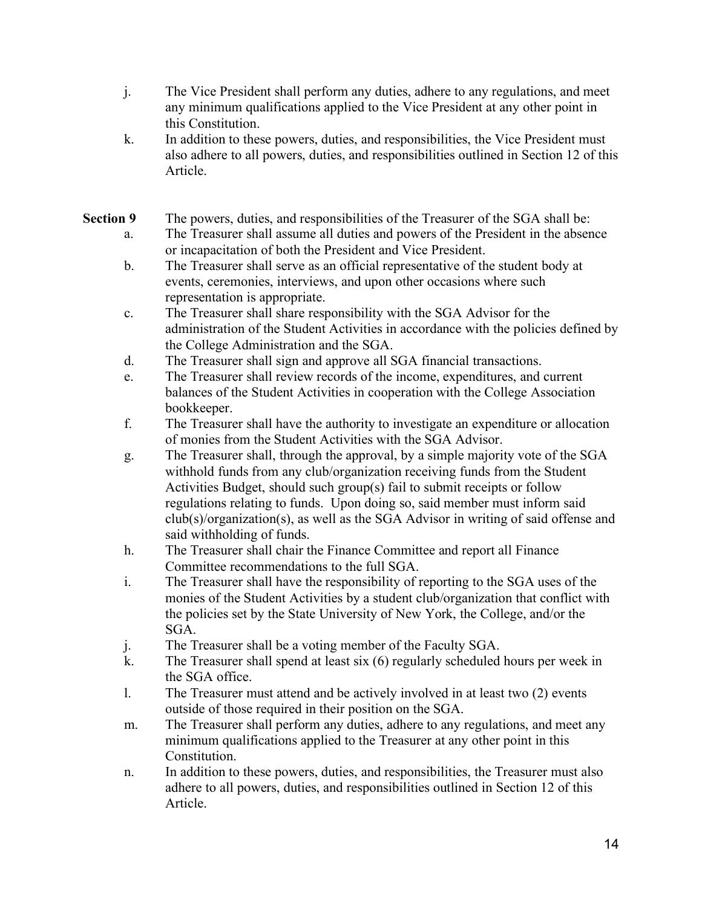j. The Vice President shall perform any duties, adhere to any regulations, and meet any minimum qualifications applied to the Vice President at any other point in this Constitution.

k. In addition to these powers, duties, and responsibilities, the Vice President must also adhere to all powers, duties, and responsibilities outlined in Section 12 of this Article.

**Section 9** The powers, duties, and responsibilities of the Treasurer of the SGA shall be:

a. The Treasurer shall assume all duties and powers of the President in the absence or incapacitation of both the President and Vice President.

b. The Treasurer shall serve as an official representative of the student body at events, ceremonies, interviews, and upon other occasions where such representation is appropriate.

c. The Treasurer shall share responsibility with the SGA Advisor for the administration of the Student Activities in accordance with the policies defined by the College Administration and the SGA.

d. The Treasurer shall sign and approve all SGA financial transactions.

e. The Treasurer shall review records of the income, expenditures, and current balances of the Student Activities in cooperation with the College Association bookkeeper.

f. The Treasurer shall have the authority to investigate an expenditure or allocation of monies from the Student Activities with the SGA Advisor.

g. The Treasurer shall, through the approval, by a simple majority vote of the SGA withhold funds from any club/organization receiving funds from the Student Activities Budget, should such group(s) fail to submit receipts or follow regulations relating to funds. Upon doing so, said member must inform said club(s)/organization(s), as well as the SGA Advisor in writing of said offense and said withholding of funds.

h. The Treasurer shall chair the Finance Committee and report all Finance Committee recommendations to the full SGA.

i. The Treasurer shall have the responsibility of reporting to the SGA uses of the monies of the Student Activities by a student club/organization that conflict with the policies set by the State University of New York, the College, and/or the SGA.

j. The Treasurer shall be a voting member of the Faculty SGA.

k. The Treasurer shall spend at least six (6) regularly scheduled hours per week in the SGA office.

l. The Treasurer must attend and be actively involved in at least two (2) events outside of those required in their position on the SGA.

m. The Treasurer shall perform any duties, adhere to any regulations, and meet any minimum qualifications applied to the Treasurer at any other point in this Constitution.

n. In addition to these powers, duties, and responsibilities, the Treasurer must also adhere to all powers, duties, and responsibilities outlined in Section 12 of this Article.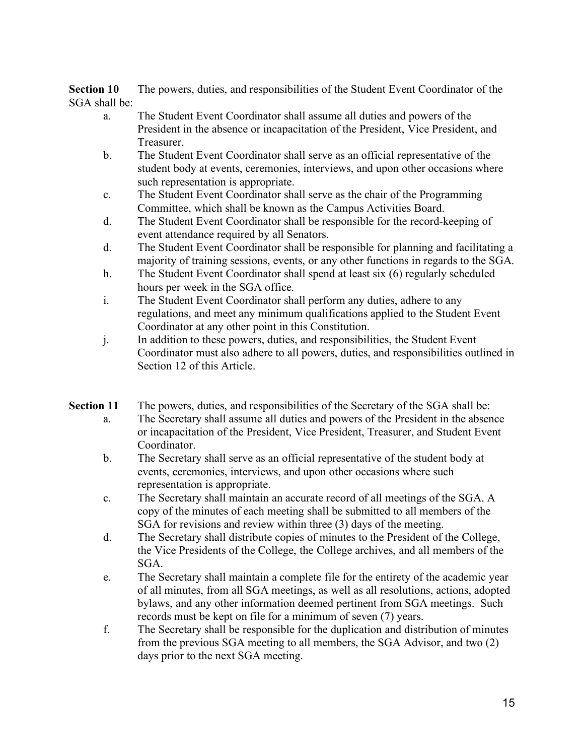**Section 10** The powers, duties, and responsibilities of the Student Event Coordinator of the SGA shall be:

a. The Student Event Coordinator shall assume all duties and powers of the President in the absence or incapacitation of the President, Vice President, and Treasurer.

b. The Student Event Coordinator shall serve as an official representative of the student body at events, ceremonies, interviews, and upon other occasions where such representation is appropriate.

c. The Student Event Coordinator shall serve as the chair of the Programming Committee, which shall be known as the Campus Activities Board.

d. The Student Event Coordinator shall be responsible for the record-keeping of event attendance required by all Senators.

d. The Student Event Coordinator shall be responsible for planning and facilitating a majority of training sessions, events, or any other functions in regards to the SGA.

h. The Student Event Coordinator shall spend at least six (6) regularly scheduled hours per week in the SGA office.

i. The Student Event Coordinator shall perform any duties, adhere to any regulations, and meet any minimum qualifications applied to the Student Event Coordinator at any other point in this Constitution.

j. In addition to these powers, duties, and responsibilities, the Student Event Coordinator must also adhere to all powers, duties, and responsibilities outlined in Section 12 of this Article.

**Section 11** The powers, duties, and responsibilities of the Secretary of the SGA shall be:

a. The Secretary shall assume all duties and powers of the President in the absence or incapacitation of the President, Vice President, Treasurer, and Student Event Coordinator.

b. The Secretary shall serve as an official representative of the student body at events, ceremonies, interviews, and upon other occasions where such representation is appropriate.

c. The Secretary shall maintain an accurate record of all meetings of the SGA. A copy of the minutes of each meeting shall be submitted to all members of the SGA for revisions and review within three (3) days of the meeting.

d. The Secretary shall distribute copies of minutes to the President of the College, the Vice Presidents of the College, the College archives, and all members of the SGA.

e. The Secretary shall maintain a complete file for the entirety of the academic year of all minutes, from all SGA meetings, as well as all resolutions, actions, adopted bylaws, and any other information deemed pertinent from SGA meetings. Such records must be kept on file for a minimum of seven (7) years.

f. The Secretary shall be responsible for the duplication and distribution of minutes from the previous SGA meeting to all members, the SGA Advisor, and two (2) days prior to the next SGA meeting.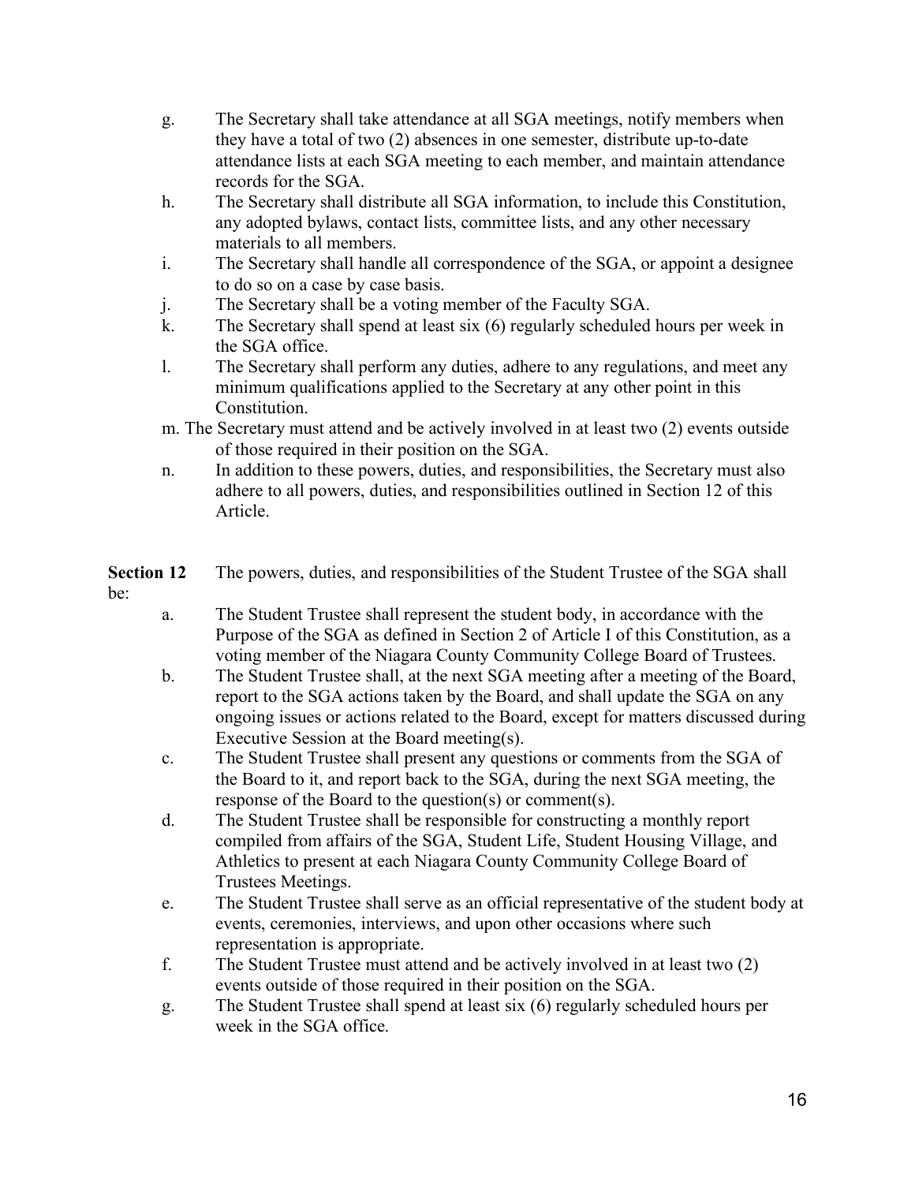g. The Secretary shall take attendance at all SGA meetings, notify members when they have a total of two (2) absences in one semester, distribute up-to-date attendance lists at each SGA meeting to each member, and maintain attendance records for the SGA.

h. The Secretary shall distribute all SGA information, to include this Constitution, any adopted bylaws, contact lists, committee lists, and any other necessary materials to all members.

i. The Secretary shall handle all correspondence of the SGA, or appoint a designee to do so on a case by case basis.

j. The Secretary shall be a voting member of the Faculty SGA.

k. The Secretary shall spend at least six (6) regularly scheduled hours per week in the SGA office.

l. The Secretary shall perform any duties, adhere to any regulations, and meet any minimum qualifications applied to the Secretary at any other point in this Constitution.

m. The Secretary must attend and be actively involved in at least two (2) events outside of those required in their position on the SGA.

n. In addition to these powers, duties, and responsibilities, the Secretary must also adhere to all powers, duties, and responsibilities outlined in Section 12 of this Article.

**Section 12** The powers, duties, and responsibilities of the Student Trustee of the SGA shall be:

a. The Student Trustee shall represent the student body, in accordance with the Purpose of the SGA as defined in Section 2 of Article I of this Constitution, as a voting member of the Niagara County Community College Board of Trustees.

b. The Student Trustee shall, at the next SGA meeting after a meeting of the Board, report to the SGA actions taken by the Board, and shall update the SGA on any ongoing issues or actions related to the Board, except for matters discussed during Executive Session at the Board meeting(s).

c. The Student Trustee shall present any questions or comments from the SGA of the Board to it, and report back to the SGA, during the next SGA meeting, the response of the Board to the question(s) or comment(s).

d. The Student Trustee shall be responsible for constructing a monthly report compiled from affairs of the SGA, Student Life, Student Housing Village, and Athletics to present at each Niagara County Community College Board of Trustees Meetings.

e. The Student Trustee shall serve as an official representative of the student body at events, ceremonies, interviews, and upon other occasions where such representation is appropriate.

f. The Student Trustee must attend and be actively involved in at least two (2) events outside of those required in their position on the SGA.

g. The Student Trustee shall spend at least six (6) regularly scheduled hours per week in the SGA office.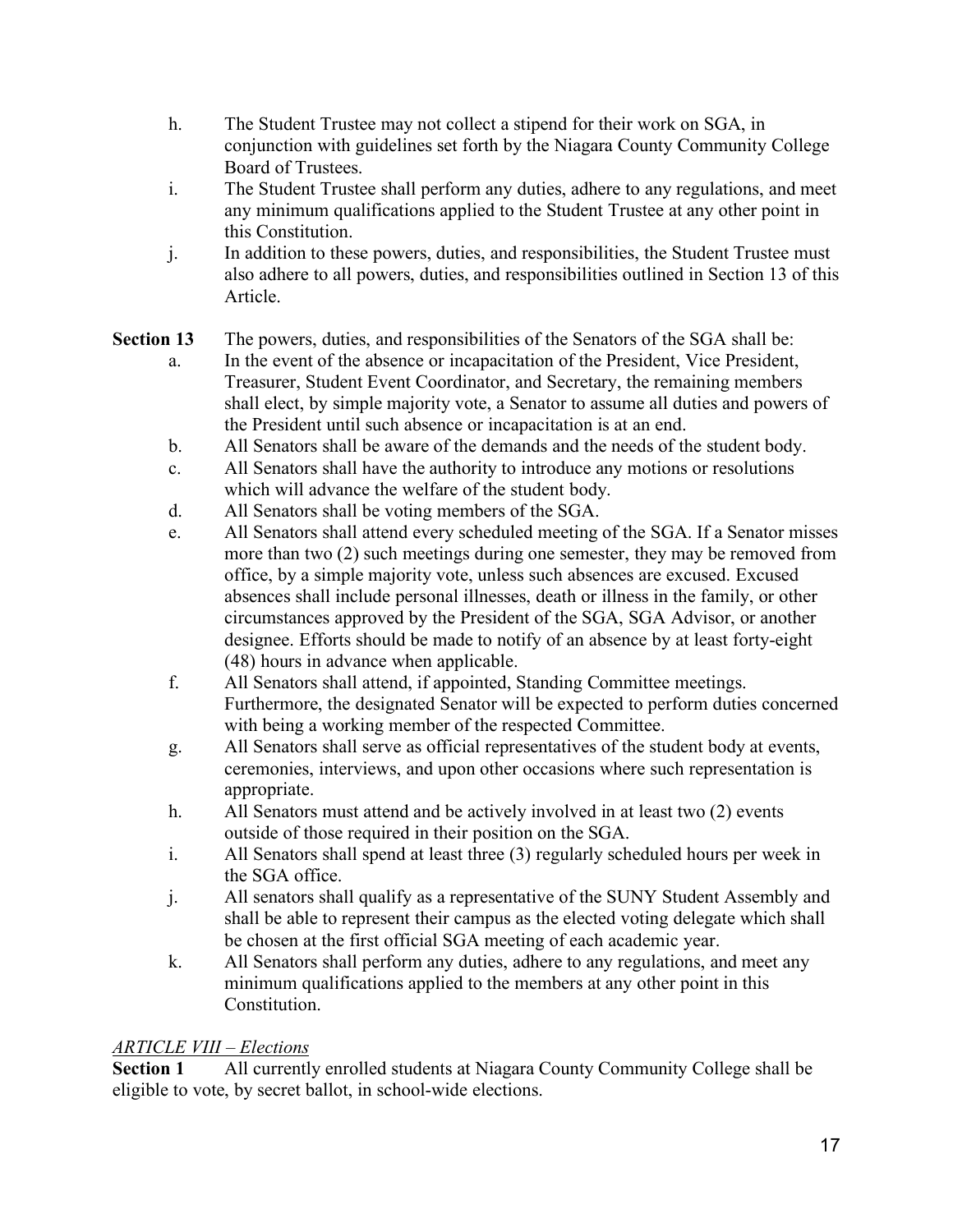h. The Student Trustee may not collect a stipend for their work on SGA, in conjunction with guidelines set forth by the Niagara County Community College Board of Trustees.

i. The Student Trustee shall perform any duties, adhere to any regulations, and meet any minimum qualifications applied to the Student Trustee at any other point in this Constitution.

j. In addition to these powers, duties, and responsibilities, the Student Trustee must also adhere to all powers, duties, and responsibilities outlined in Section 13 of this Article.

**Section 13** The powers, duties, and responsibilities of the Senators of the SGA shall be:

a. In the event of the absence or incapacitation of the President, Vice President, Treasurer, Student Event Coordinator, and Secretary, the remaining members shall elect, by simple majority vote, a Senator to assume all duties and powers of the President until such absence or incapacitation is at an end.

b. All Senators shall be aware of the demands and the needs of the student body.

c. All Senators shall have the authority to introduce any motions or resolutions which will advance the welfare of the student body.

d. All Senators shall be voting members of the SGA.

e. All Senators shall attend every scheduled meeting of the SGA. If a Senator misses more than two (2) such meetings during one semester, they may be removed from office, by a simple majority vote, unless such absences are excused. Excused absences shall include personal illnesses, death or illness in the family, or other circumstances approved by the President of the SGA, SGA Advisor, or another designee. Efforts should be made to notify of an absence by at least forty-eight (48) hours in advance when applicable.

f. All Senators shall attend, if appointed, Standing Committee meetings. Furthermore, the designated Senator will be expected to perform duties concerned with being a working member of the respected Committee.

g. All Senators shall serve as official representatives of the student body at events, ceremonies, interviews, and upon other occasions where such representation is appropriate.

h. All Senators must attend and be actively involved in at least two (2) events outside of those required in their position on the SGA.

i. All Senators shall spend at least three (3) regularly scheduled hours per week in the SGA office.

j. All senators shall qualify as a representative of the SUNY Student Assembly and shall be able to represent their campus as the elected voting delegate which shall be chosen at the first official SGA meeting of each academic year.

k. All Senators shall perform any duties, adhere to any regulations, and meet any minimum qualifications applied to the members at any other point in this Constitution.

## *ARTICLE VIII – Elections*

**Section 1** All currently enrolled students at Niagara County Community College shall be eligible to vote, by secret ballot, in school-wide elections.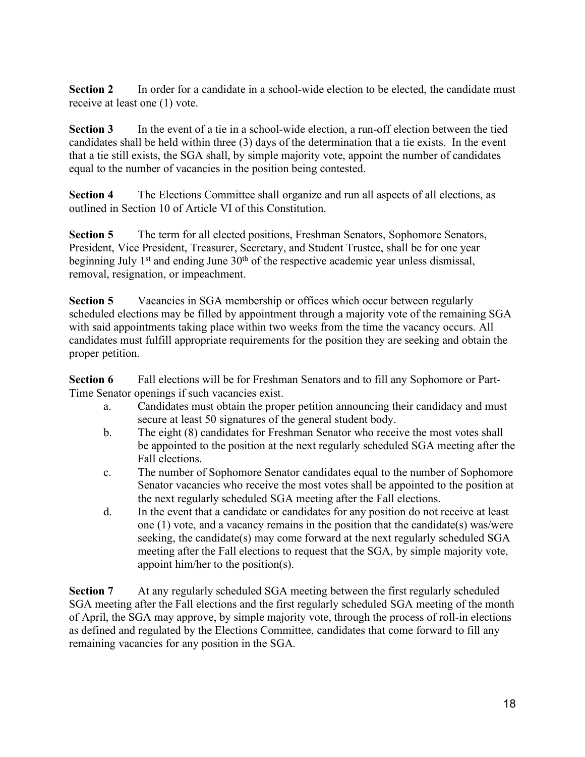**Section 2** In order for a candidate in a school-wide election to be elected, the candidate must receive at least one (1) vote.

**Section 3** In the event of a tie in a school-wide election, a run-off election between the tied candidates shall be held within three (3) days of the determination that a tie exists. In the event that a tie still exists, the SGA shall, by simple majority vote, appoint the number of candidates equal to the number of vacancies in the position being contested.

**Section 4** The Elections Committee shall organize and run all aspects of all elections, as outlined in Section 10 of Article VI of this Constitution.

**Section 5** The term for all elected positions, Freshman Senators, Sophomore Senators, President, Vice President, Treasurer, Secretary, and Student Trustee, shall be for one year beginning July 1st and ending June 30th of the respective academic year unless dismissal, removal, resignation, or impeachment.

**Section 5** Vacancies in SGA membership or offices which occur between regularly scheduled elections may be filled by appointment through a majority vote of the remaining SGA with said appointments taking place within two weeks from the time the vacancy occurs. All candidates must fulfill appropriate requirements for the position they are seeking and obtain the proper petition.

**Section 6** Fall elections will be for Freshman Senators and to fill any Sophomore or Part-Time Senator openings if such vacancies exist.

a. Candidates must obtain the proper petition announcing their candidacy and must secure at least 50 signatures of the general student body.

b. The eight (8) candidates for Freshman Senator who receive the most votes shall be appointed to the position at the next regularly scheduled SGA meeting after the Fall elections.

c. The number of Sophomore Senator candidates equal to the number of Sophomore Senator vacancies who receive the most votes shall be appointed to the position at the next regularly scheduled SGA meeting after the Fall elections.

d. In the event that a candidate or candidates for any position do not receive at least one (1) vote, and a vacancy remains in the position that the candidate(s) was/were seeking, the candidate(s) may come forward at the next regularly scheduled SGA meeting after the Fall elections to request that the SGA, by simple majority vote, appoint him/her to the position(s).

**Section 7** At any regularly scheduled SGA meeting between the first regularly scheduled SGA meeting after the Fall elections and the first regularly scheduled SGA meeting of the month of April, the SGA may approve, by simple majority vote, through the process of roll-in elections as defined and regulated by the Elections Committee, candidates that come forward to fill any remaining vacancies for any position in the SGA.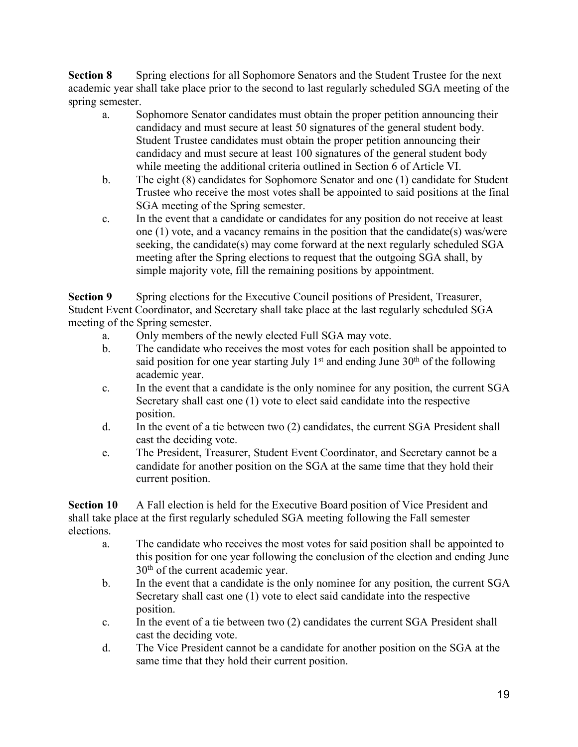**Section 8** Spring elections for all Sophomore Senators and the Student Trustee for the next academic year shall take place prior to the second to last regularly scheduled SGA meeting of the spring semester.

a. Sophomore Senator candidates must obtain the proper petition announcing their candidacy and must secure at least 50 signatures of the general student body. Student Trustee candidates must obtain the proper petition announcing their candidacy and must secure at least 100 signatures of the general student body while meeting the additional criteria outlined in Section 6 of Article VI.

b. The eight (8) candidates for Sophomore Senator and one (1) candidate for Student Trustee who receive the most votes shall be appointed to said positions at the final SGA meeting of the Spring semester.

c. In the event that a candidate or candidates for any position do not receive at least one (1) vote, and a vacancy remains in the position that the candidate(s) was/were seeking, the candidate(s) may come forward at the next regularly scheduled SGA meeting after the Spring elections to request that the outgoing SGA shall, by simple majority vote, fill the remaining positions by appointment.

**Section 9** Spring elections for the Executive Council positions of President, Treasurer, Student Event Coordinator, and Secretary shall take place at the last regularly scheduled SGA meeting of the Spring semester.

a. Only members of the newly elected Full SGA may vote.

b. The candidate who receives the most votes for each position shall be appointed to said position for one year starting July 1st and ending June 30th of the following academic year.

c. In the event that a candidate is the only nominee for any position, the current SGA Secretary shall cast one (1) vote to elect said candidate into the respective position.

d. In the event of a tie between two (2) candidates, the current SGA President shall cast the deciding vote.

e. The President, Treasurer, Student Event Coordinator, and Secretary cannot be a candidate for another position on the SGA at the same time that they hold their current position.

**Section 10** A Fall election is held for the Executive Board position of Vice President and shall take place at the first regularly scheduled SGA meeting following the Fall semester elections.

a. The candidate who receives the most votes for said position shall be appointed to this position for one year following the conclusion of the election and ending June 30th of the current academic year.

b. In the event that a candidate is the only nominee for any position, the current SGA Secretary shall cast one (1) vote to elect said candidate into the respective position.

c. In the event of a tie between two (2) candidates the current SGA President shall cast the deciding vote.

d. The Vice President cannot be a candidate for another position on the SGA at the same time that they hold their current position.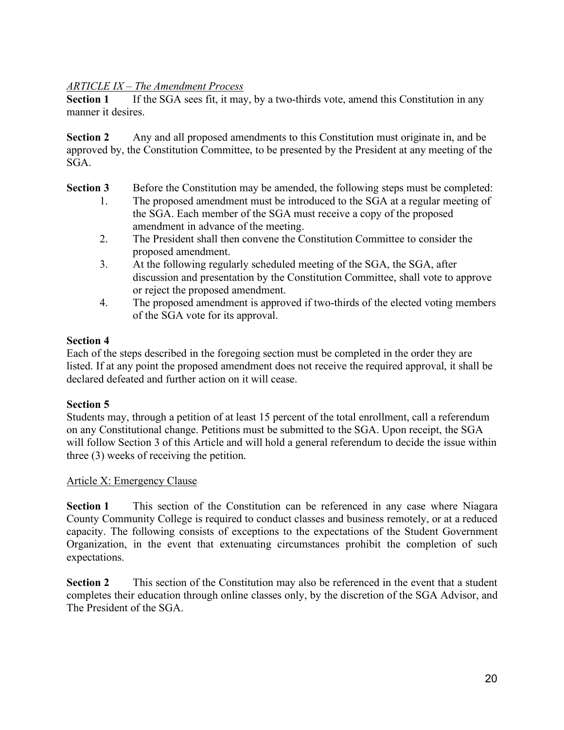*ARTICLE IX – The Amendment Process*

**Section 1** If the SGA sees fit, it may, by a two-thirds vote, amend this Constitution in any manner it desires.

**Section 2** Any and all proposed amendments to this Constitution must originate in, and be approved by, the Constitution Committee, to be presented by the President at any meeting of the SGA.

**Section 3** Before the Constitution may be amended, the following steps must be completed:

1. The proposed amendment must be introduced to the SGA at a regular meeting of the SGA. Each member of the SGA must receive a copy of the proposed amendment in advance of the meeting.
2. The President shall then convene the Constitution Committee to consider the proposed amendment.
3. At the following regularly scheduled meeting of the SGA, the SGA, after discussion and presentation by the Constitution Committee, shall vote to approve or reject the proposed amendment.
4. The proposed amendment is approved if two-thirds of the elected voting members of the SGA vote for its approval.

**Section 4**

Each of the steps described in the foregoing section must be completed in the order they are listed. If at any point the proposed amendment does not receive the required approval, it shall be declared defeated and further action on it will cease.

**Section 5**

Students may, through a petition of at least 15 percent of the total enrollment, call a referendum on any Constitutional change. Petitions must be submitted to the SGA. Upon receipt, the SGA will follow Section 3 of this Article and will hold a general referendum to decide the issue within three (3) weeks of receiving the petition.

Article X: Emergency Clause

**Section 1** This section of the Constitution can be referenced in any case where Niagara County Community College is required to conduct classes and business remotely, or at a reduced capacity. The following consists of exceptions to the expectations of the Student Government Organization, in the event that extenuating circumstances prohibit the completion of such expectations.

**Section 2** This section of the Constitution may also be referenced in the event that a student completes their education through online classes only, by the discretion of the SGA Advisor, and The President of the SGA.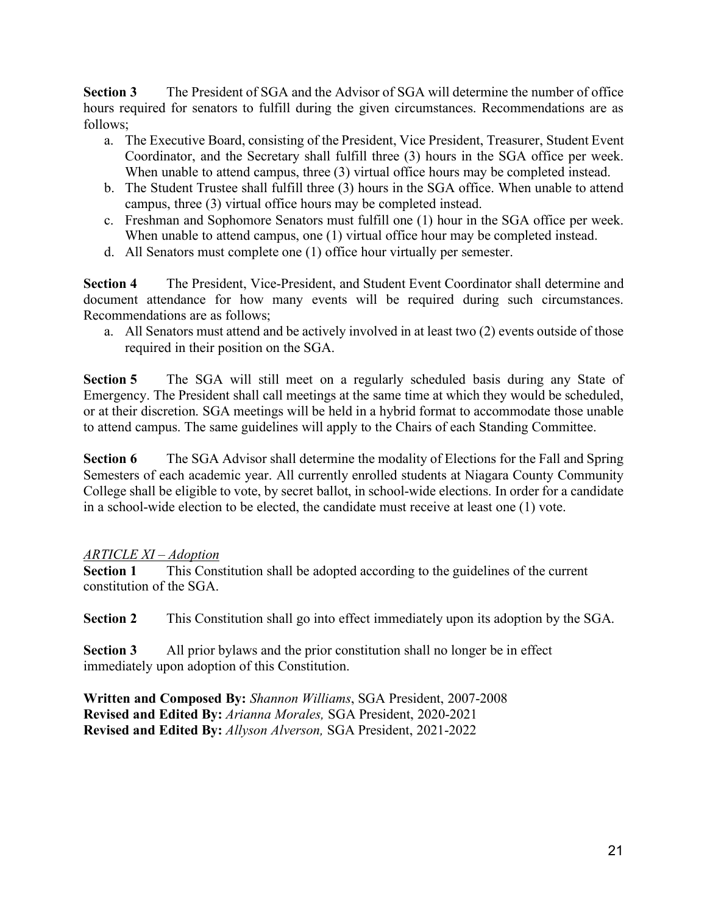**Section 3** The President of SGA and the Advisor of SGA will determine the number of office hours required for senators to fulfill during the given circumstances. Recommendations are as follows;

a. The Executive Board, consisting of the President, Vice President, Treasurer, Student Event Coordinator, and the Secretary shall fulfill three (3) hours in the SGA office per week. When unable to attend campus, three (3) virtual office hours may be completed instead.
b. The Student Trustee shall fulfill three (3) hours in the SGA office. When unable to attend campus, three (3) virtual office hours may be completed instead.
c. Freshman and Sophomore Senators must fulfill one (1) hour in the SGA office per week. When unable to attend campus, one (1) virtual office hour may be completed instead.
d. All Senators must complete one (1) office hour virtually per semester.

**Section 4** The President, Vice-President, and Student Event Coordinator shall determine and document attendance for how many events will be required during such circumstances. Recommendations are as follows;

a. All Senators must attend and be actively involved in at least two (2) events outside of those required in their position on the SGA.

**Section 5** The SGA will still meet on a regularly scheduled basis during any State of Emergency. The President shall call meetings at the same time at which they would be scheduled, or at their discretion. SGA meetings will be held in a hybrid format to accommodate those unable to attend campus. The same guidelines will apply to the Chairs of each Standing Committee.

**Section 6** The SGA Advisor shall determine the modality of Elections for the Fall and Spring Semesters of each academic year. All currently enrolled students at Niagara County Community College shall be eligible to vote, by secret ballot, in school-wide elections. In order for a candidate in a school-wide election to be elected, the candidate must receive at least one (1) vote.

*ARTICLE XI – Adoption*

**Section 1** This Constitution shall be adopted according to the guidelines of the current constitution of the SGA.

**Section 2** This Constitution shall go into effect immediately upon its adoption by the SGA.

**Section 3** All prior bylaws and the prior constitution shall no longer be in effect immediately upon adoption of this Constitution.

**Written and Composed By:** *Shannon Williams*, SGA President, 2007-2008
**Revised and Edited By:** *Arianna Morales,* SGA President, 2020-2021
**Revised and Edited By:** *Allyson Alverson,* SGA President, 2021-2022